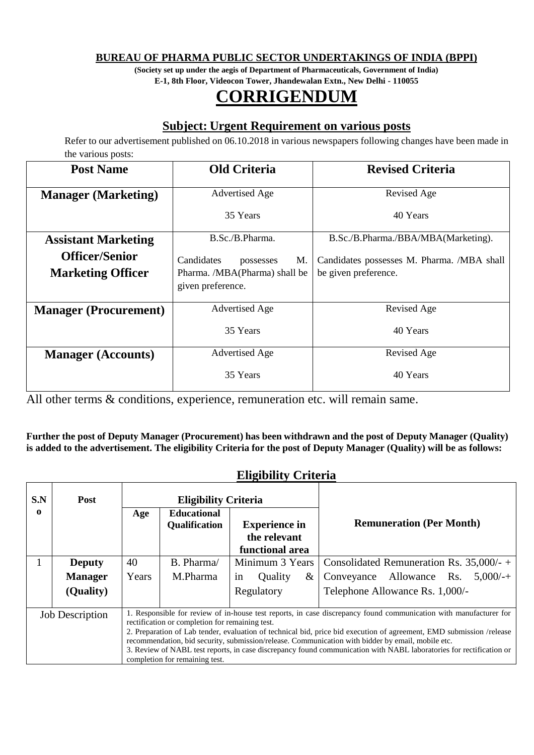**BUREAU OF PHARMA PUBLIC SECTOR UNDERTAKINGS OF INDIA (BPPI)**

**(Society set up under the aegis of Department of Pharmaceuticals, Government of India)**

**E-1, 8th Floor, Videocon Tower, Jhandewalan Extn., New Delhi - 110055**

# CORRIGENDUM

## Subject: Urgent Requirement on various posts

Refer to our advertisement published on 06.10.2018 in various newspapers following changes have been made in the various posts:

| Post Name | Old Criteria | Revised Criteria |
|---|---|---|
| **Manager (Marketing)** | Advertised Age<br>35 Years | Revised Age<br>40 Years |
| **Assistant Marketing Officer/Senior Marketing Officer** | B.Sc./B.Pharma.<br>Candidates possesses M. Pharma. /MBA(Pharma) shall be given preference. | B.Sc./B.Pharma./BBA/MBA(Marketing).<br>Candidates possesses M. Pharma. /MBA shall be given preference. |
| **Manager (Procurement)** | Advertised Age<br>35 Years | Revised Age<br>40 Years |
| **Manager (Accounts)** | Advertised Age<br>35 Years | Revised Age<br>40 Years |

All other terms & conditions, experience, remuneration etc. will remain same.

**Further the post of Deputy Manager (Procurement) has been withdrawn and the post of Deputy Manager (Quality) is added to the advertisement. The eligibility Criteria for the post of Deputy Manager (Quality) will be as follows:**

## Eligibility Criteria

| S.No | Post | Eligibility Criteria | | | Remuneration (Per Month) |
|---|---|---|---|---|---|
| | | Age | Educational Qualification | Experience in the relevant functional area | |
| 1 | **Deputy Manager (Quality)** | 40 Years | B. Pharma/ M.Pharma | Minimum 3 Years in Quality & Regulatory | Consolidated Remuneration Rs. 35,000/- + Conveyance Allowance Rs. 5,000/-+ Telephone Allowance Rs. 1,000/- |
| Job Description | | 1. Responsible for review of in-house test reports, in case discrepancy found communication with manufacturer for rectification or completion for remaining test.<br>2. Preparation of Lab tender, evaluation of technical bid, price bid execution of agreement, EMD submission /release recommendation, bid security, submission/release. Communication with bidder by email, mobile etc.<br>3. Review of NABL test reports, in case discrepancy found communication with NABL laboratories for rectification or completion for remaining test. | | | |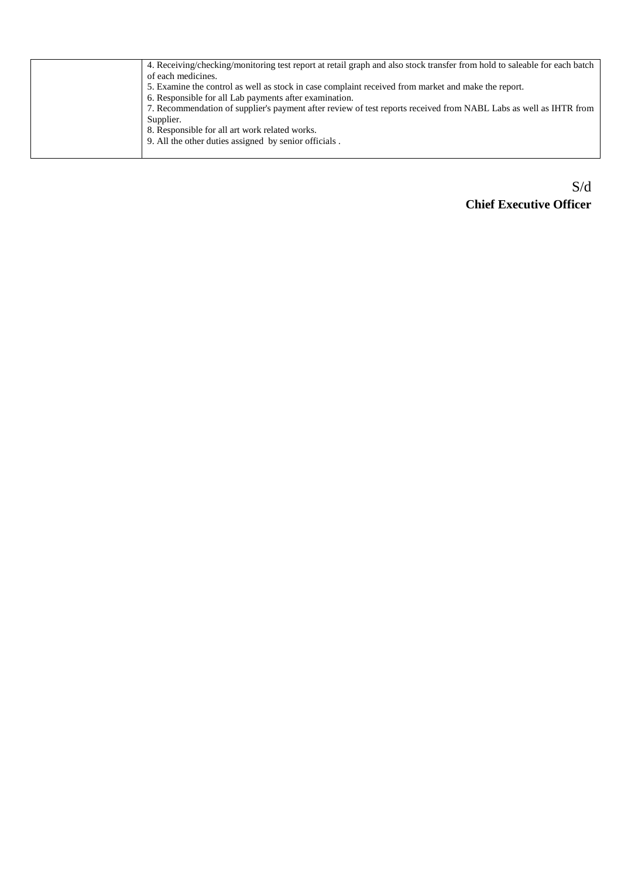| | |
|---|---|
| | 4. Receiving/checking/monitoring test report at retail graph and also stock transfer from hold to saleable for each batch of each medicines.<br>5. Examine the control as well as stock in case complaint received from market and make the report.<br>6. Responsible for all Lab payments after examination.<br>7. Recommendation of supplier's payment after review of test reports received from NABL Labs as well as IHTR from Supplier.<br>8. Responsible for all art work related works.<br>9. All the other duties assigned by senior officials . |

S/d

**Chief Executive Officer**